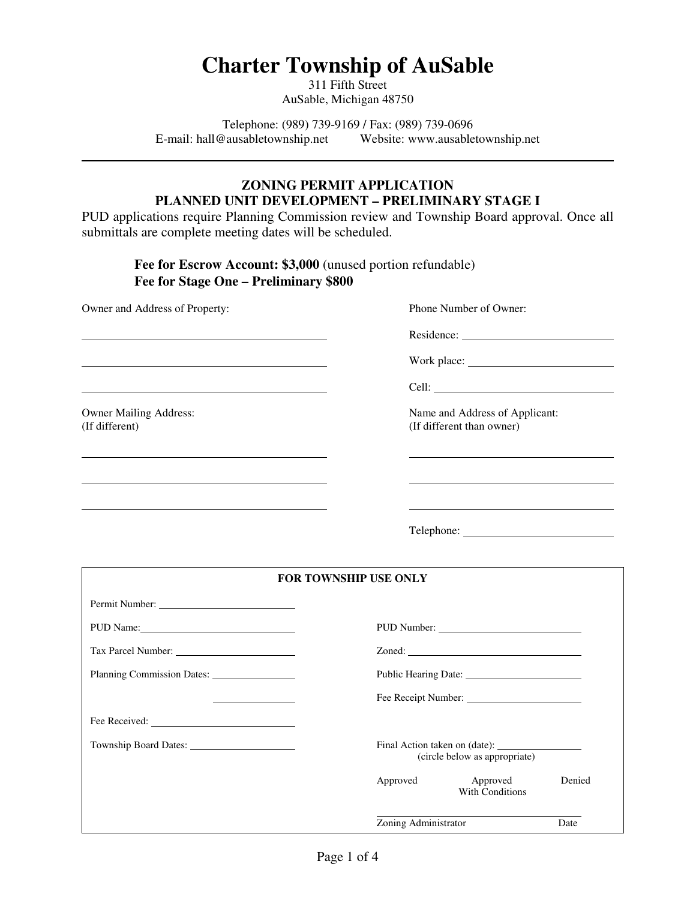# Charter Township of AuSable

311 Fifth Street
AuSable, Michigan 48750

Telephone: (989) 739-9169 / Fax: (989) 739-0696
E-mail: hall@ausabletownship.net Website: www.ausabletownship.net

---

## ZONING PERMIT APPLICATION
## PLANNED UNIT DEVELOPMENT – PRELIMINARY STAGE I

PUD applications require Planning Commission review and Township Board approval. Once all submittals are complete meeting dates will be scheduled.

**Fee for Escrow Account: $3,000** (unused portion refundable)
**Fee for Stage One – Preliminary $800**

Owner and Address of Property:

______________________________

______________________________

______________________________

Phone Number of Owner:

Residence: ____________________

Work place: ____________________

Cell: ____________________

Owner Mailing Address:
(If different)

______________________________

______________________________

______________________________

Name and Address of Applicant:
(If different than owner)

______________________________

______________________________

______________________________

Telephone: ____________________

---

**FOR TOWNSHIP USE ONLY**

Permit Number: ____________________

PUD Name: ____________________

PUD Number: ____________________

Tax Parcel Number: ____________________

Zoned: ____________________

Planning Commission Dates: ____________________

____________________

Public Hearing Date: ____________________

Fee Receipt Number: ____________________

Fee Received: ____________________

Township Board Dates: ____________________

Final Action taken on (date): ____________________
(circle below as appropriate)

Approved Approved With Conditions Denied

______________________________
Zoning Administrator Date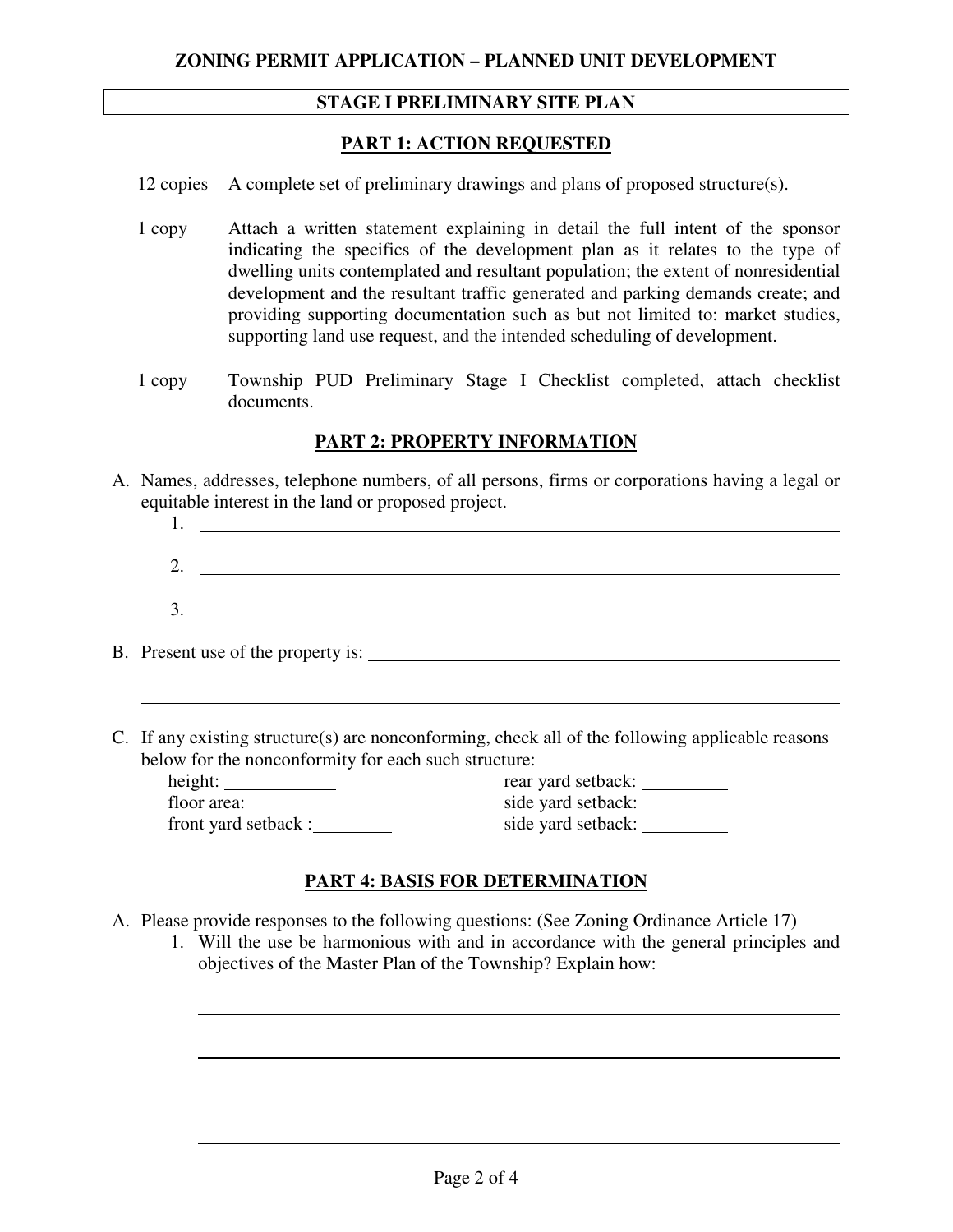## ZONING PERMIT APPLICATION – PLANNED UNIT DEVELOPMENT

### STAGE I PRELIMINARY SITE PLAN

### PART 1: ACTION REQUESTED

| | |
|---|---|
| 12 copies | A complete set of preliminary drawings and plans of proposed structure(s). |
| 1 copy | Attach a written statement explaining in detail the full intent of the sponsor indicating the specifics of the development plan as it relates to the type of dwelling units contemplated and resultant population; the extent of nonresidential development and the resultant traffic generated and parking demands create; and providing supporting documentation such as but not limited to: market studies, supporting land use request, and the intended scheduling of development. |
| 1 copy | Township PUD Preliminary Stage I Checklist completed, attach checklist documents. |

### PART 2: PROPERTY INFORMATION

A. Names, addresses, telephone numbers, of all persons, firms or corporations having a legal or equitable interest in the land or proposed project.

1. ______________________________
2. ______________________________
3. ______________________________

B. Present use of the property is: ______________________________

______________________________

C. If any existing structure(s) are nonconforming, check all of the following applicable reasons below for the nonconformity for each such structure:

| | |
|---|---|
| height: ________ | rear yard setback: ________ |
| floor area: ________ | side yard setback: ________ |
| front yard setback: ________ | side yard setback: ________ |

### PART 4: BASIS FOR DETERMINATION

A. Please provide responses to the following questions: (See Zoning Ordinance Article 17)

1. Will the use be harmonious with and in accordance with the general principles and objectives of the Master Plan of the Township? Explain how: ________

______________________________

______________________________

______________________________

______________________________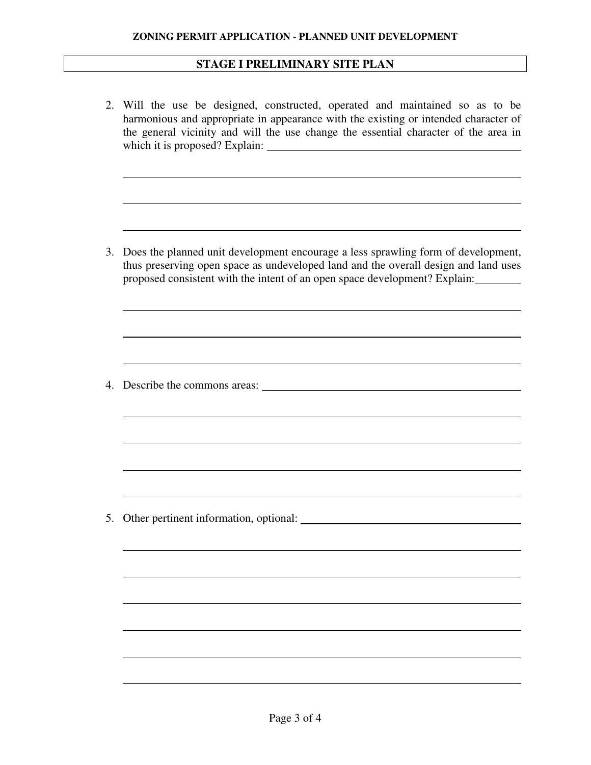## STAGE I PRELIMINARY SITE PLAN

2. Will the use be designed, constructed, operated and maintained so as to be harmonious and appropriate in appearance with the existing or intended character of the general vicinity and will the use change the essential character of the area in which it is proposed? Explain: \_\_\_\_\_\_\_\_\_\_\_\_\_\_\_\_\_\_\_\_\_\_\_\_\_\_\_\_\_\_\_\_\_\_\_\_\_\_\_\_\_\_\_\_

   \_\_\_\_\_\_\_\_\_\_\_\_\_\_\_\_\_\_\_\_\_\_\_\_\_\_\_\_\_\_\_\_\_\_\_\_\_\_\_\_\_\_\_\_\_\_\_\_\_\_\_\_\_\_\_\_\_\_\_\_\_\_\_\_\_\_\_\_\_\_\_\_\_\_

   \_\_\_\_\_\_\_\_\_\_\_\_\_\_\_\_\_\_\_\_\_\_\_\_\_\_\_\_\_\_\_\_\_\_\_\_\_\_\_\_\_\_\_\_\_\_\_\_\_\_\_\_\_\_\_\_\_\_\_\_\_\_\_\_\_\_\_\_\_\_\_\_\_\_

   \_\_\_\_\_\_\_\_\_\_\_\_\_\_\_\_\_\_\_\_\_\_\_\_\_\_\_\_\_\_\_\_\_\_\_\_\_\_\_\_\_\_\_\_\_\_\_\_\_\_\_\_\_\_\_\_\_\_\_\_\_\_\_\_\_\_\_\_\_\_\_\_\_\_

3. Does the planned unit development encourage a less sprawling form of development, thus preserving open space as undeveloped land and the overall design and land uses proposed consistent with the intent of an open space development? Explain: \_\_\_\_\_\_\_\_

   \_\_\_\_\_\_\_\_\_\_\_\_\_\_\_\_\_\_\_\_\_\_\_\_\_\_\_\_\_\_\_\_\_\_\_\_\_\_\_\_\_\_\_\_\_\_\_\_\_\_\_\_\_\_\_\_\_\_\_\_\_\_\_\_\_\_\_\_\_\_\_\_\_\_

   \_\_\_\_\_\_\_\_\_\_\_\_\_\_\_\_\_\_\_\_\_\_\_\_\_\_\_\_\_\_\_\_\_\_\_\_\_\_\_\_\_\_\_\_\_\_\_\_\_\_\_\_\_\_\_\_\_\_\_\_\_\_\_\_\_\_\_\_\_\_\_\_\_\_

   \_\_\_\_\_\_\_\_\_\_\_\_\_\_\_\_\_\_\_\_\_\_\_\_\_\_\_\_\_\_\_\_\_\_\_\_\_\_\_\_\_\_\_\_\_\_\_\_\_\_\_\_\_\_\_\_\_\_\_\_\_\_\_\_\_\_\_\_\_\_\_\_\_\_

4. Describe the commons areas: \_\_\_\_\_\_\_\_\_\_\_\_\_\_\_\_\_\_\_\_\_\_\_\_\_\_\_\_\_\_\_\_\_\_\_\_\_\_\_\_\_\_\_\_

   \_\_\_\_\_\_\_\_\_\_\_\_\_\_\_\_\_\_\_\_\_\_\_\_\_\_\_\_\_\_\_\_\_\_\_\_\_\_\_\_\_\_\_\_\_\_\_\_\_\_\_\_\_\_\_\_\_\_\_\_\_\_\_\_\_\_\_\_\_\_\_\_\_\_

   \_\_\_\_\_\_\_\_\_\_\_\_\_\_\_\_\_\_\_\_\_\_\_\_\_\_\_\_\_\_\_\_\_\_\_\_\_\_\_\_\_\_\_\_\_\_\_\_\_\_\_\_\_\_\_\_\_\_\_\_\_\_\_\_\_\_\_\_\_\_\_\_\_\_

   \_\_\_\_\_\_\_\_\_\_\_\_\_\_\_\_\_\_\_\_\_\_\_\_\_\_\_\_\_\_\_\_\_\_\_\_\_\_\_\_\_\_\_\_\_\_\_\_\_\_\_\_\_\_\_\_\_\_\_\_\_\_\_\_\_\_\_\_\_\_\_\_\_\_

   \_\_\_\_\_\_\_\_\_\_\_\_\_\_\_\_\_\_\_\_\_\_\_\_\_\_\_\_\_\_\_\_\_\_\_\_\_\_\_\_\_\_\_\_\_\_\_\_\_\_\_\_\_\_\_\_\_\_\_\_\_\_\_\_\_\_\_\_\_\_\_\_\_\_

5. Other pertinent information, optional: \_\_\_\_\_\_\_\_\_\_\_\_\_\_\_\_\_\_\_\_\_\_\_\_\_\_\_\_\_\_\_\_\_\_\_\_\_\_\_\_

   \_\_\_\_\_\_\_\_\_\_\_\_\_\_\_\_\_\_\_\_\_\_\_\_\_\_\_\_\_\_\_\_\_\_\_\_\_\_\_\_\_\_\_\_\_\_\_\_\_\_\_\_\_\_\_\_\_\_\_\_\_\_\_\_\_\_\_\_\_\_\_\_\_\_

   \_\_\_\_\_\_\_\_\_\_\_\_\_\_\_\_\_\_\_\_\_\_\_\_\_\_\_\_\_\_\_\_\_\_\_\_\_\_\_\_\_\_\_\_\_\_\_\_\_\_\_\_\_\_\_\_\_\_\_\_\_\_\_\_\_\_\_\_\_\_\_\_\_\_

   \_\_\_\_\_\_\_\_\_\_\_\_\_\_\_\_\_\_\_\_\_\_\_\_\_\_\_\_\_\_\_\_\_\_\_\_\_\_\_\_\_\_\_\_\_\_\_\_\_\_\_\_\_\_\_\_\_\_\_\_\_\_\_\_\_\_\_\_\_\_\_\_\_\_

   \_\_\_\_\_\_\_\_\_\_\_\_\_\_\_\_\_\_\_\_\_\_\_\_\_\_\_\_\_\_\_\_\_\_\_\_\_\_\_\_\_\_\_\_\_\_\_\_\_\_\_\_\_\_\_\_\_\_\_\_\_\_\_\_\_\_\_\_\_\_\_\_\_\_

   \_\_\_\_\_\_\_\_\_\_\_\_\_\_\_\_\_\_\_\_\_\_\_\_\_\_\_\_\_\_\_\_\_\_\_\_\_\_\_\_\_\_\_\_\_\_\_\_\_\_\_\_\_\_\_\_\_\_\_\_\_\_\_\_\_\_\_\_\_\_\_\_\_\_

   \_\_\_\_\_\_\_\_\_\_\_\_\_\_\_\_\_\_\_\_\_\_\_\_\_\_\_\_\_\_\_\_\_\_\_\_\_\_\_\_\_\_\_\_\_\_\_\_\_\_\_\_\_\_\_\_\_\_\_\_\_\_\_\_\_\_\_\_\_\_\_\_\_\_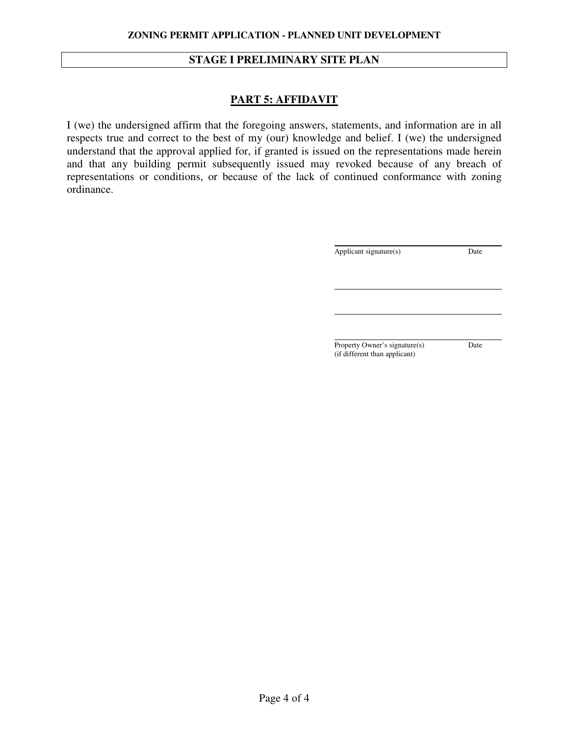**ZONING PERMIT APPLICATION - PLANNED UNIT DEVELOPMENT**

**STAGE I PRELIMINARY SITE PLAN**

## PART 5: AFFIDAVIT

I (we) the undersigned affirm that the foregoing answers, statements, and information are in all respects true and correct to the best of my (our) knowledge and belief. I (we) the undersigned understand that the approval applied for, if granted is issued on the representations made herein and that any building permit subsequently issued may revoked because of any breach of representations or conditions, or because of the lack of continued conformance with zoning ordinance.

\_\_\_\_\_\_\_\_\_\_\_\_\_\_\_\_\_\_\_\_\_\_\_\_\_\_\_\_\_\_\_\_\_\_\_\_
Applicant signature(s) Date

\_\_\_\_\_\_\_\_\_\_\_\_\_\_\_\_\_\_\_\_\_\_\_\_\_\_\_\_\_\_\_\_\_\_\_\_

\_\_\_\_\_\_\_\_\_\_\_\_\_\_\_\_\_\_\_\_\_\_\_\_\_\_\_\_\_\_\_\_\_\_\_\_

\_\_\_\_\_\_\_\_\_\_\_\_\_\_\_\_\_\_\_\_\_\_\_\_\_\_\_\_\_\_\_\_\_\_\_\_
Property Owner's signature(s) Date
(if different than applicant)